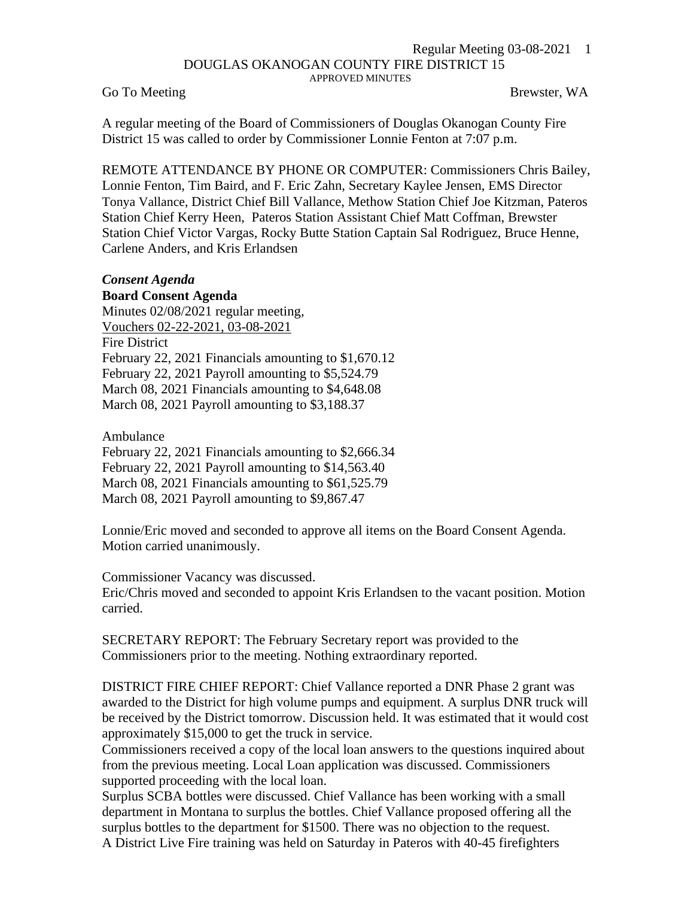DOUGLAS OKANOGAN COUNTY FIRE DISTRICT 15

APPROVED MINUTES

Go To Meeting Brewster, WA

A regular meeting of the Board of Commissioners of Douglas Okanogan County Fire District 15 was called to order by Commissioner Lonnie Fenton at 7:07 p.m.

REMOTE ATTENDANCE BY PHONE OR COMPUTER: Commissioners Chris Bailey, Lonnie Fenton, Tim Baird, and F. Eric Zahn, Secretary Kaylee Jensen, EMS Director Tonya Vallance, District Chief Bill Vallance, Methow Station Chief Joe Kitzman, Pateros Station Chief Kerry Heen, Pateros Station Assistant Chief Matt Coffman, Brewster Station Chief Victor Vargas, Rocky Butte Station Captain Sal Rodriguez, Bruce Henne, Carlene Anders, and Kris Erlandsen

***Consent Agenda***

**Board Consent Agenda**

Minutes 02/08/2021 regular meeting,
Vouchers 02-22-2021, 03-08-2021
Fire District
February 22, 2021 Financials amounting to $1,670.12
February 22, 2021 Payroll amounting to $5,524.79
March 08, 2021 Financials amounting to $4,648.08
March 08, 2021 Payroll amounting to $3,188.37

Ambulance
February 22, 2021 Financials amounting to $2,666.34
February 22, 2021 Payroll amounting to $14,563.40
March 08, 2021 Financials amounting to $61,525.79
March 08, 2021 Payroll amounting to $9,867.47

Lonnie/Eric moved and seconded to approve all items on the Board Consent Agenda. Motion carried unanimously.

Commissioner Vacancy was discussed.
Eric/Chris moved and seconded to appoint Kris Erlandsen to the vacant position. Motion carried.

SECRETARY REPORT: The February Secretary report was provided to the Commissioners prior to the meeting. Nothing extraordinary reported.

DISTRICT FIRE CHIEF REPORT: Chief Vallance reported a DNR Phase 2 grant was awarded to the District for high volume pumps and equipment. A surplus DNR truck will be received by the District tomorrow. Discussion held. It was estimated that it would cost approximately $15,000 to get the truck in service.
Commissioners received a copy of the local loan answers to the questions inquired about from the previous meeting. Local Loan application was discussed. Commissioners supported proceeding with the local loan.
Surplus SCBA bottles were discussed. Chief Vallance has been working with a small department in Montana to surplus the bottles. Chief Vallance proposed offering all the surplus bottles to the department for $1500. There was no objection to the request.
A District Live Fire training was held on Saturday in Pateros with 40-45 firefighters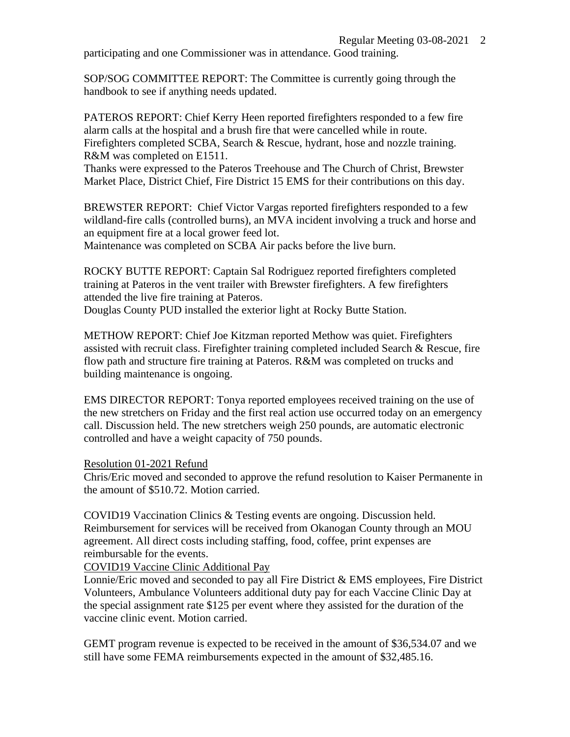participating and one Commissioner was in attendance. Good training.

SOP/SOG COMMITTEE REPORT: The Committee is currently going through the handbook to see if anything needs updated.

PATEROS REPORT: Chief Kerry Heen reported firefighters responded to a few fire alarm calls at the hospital and a brush fire that were cancelled while in route. Firefighters completed SCBA, Search & Rescue, hydrant, hose and nozzle training. R&M was completed on E1511.

Thanks were expressed to the Pateros Treehouse and The Church of Christ, Brewster Market Place, District Chief, Fire District 15 EMS for their contributions on this day.

BREWSTER REPORT: Chief Victor Vargas reported firefighters responded to a few wildland-fire calls (controlled burns), an MVA incident involving a truck and horse and an equipment fire at a local grower feed lot.

Maintenance was completed on SCBA Air packs before the live burn.

ROCKY BUTTE REPORT: Captain Sal Rodriguez reported firefighters completed training at Pateros in the vent trailer with Brewster firefighters. A few firefighters attended the live fire training at Pateros.

Douglas County PUD installed the exterior light at Rocky Butte Station.

METHOW REPORT: Chief Joe Kitzman reported Methow was quiet. Firefighters assisted with recruit class. Firefighter training completed included Search & Rescue, fire flow path and structure fire training at Pateros. R&M was completed on trucks and building maintenance is ongoing.

EMS DIRECTOR REPORT: Tonya reported employees received training on the use of the new stretchers on Friday and the first real action use occurred today on an emergency call. Discussion held. The new stretchers weigh 250 pounds, are automatic electronic controlled and have a weight capacity of 750 pounds.

Resolution 01-2021 Refund

Chris/Eric moved and seconded to approve the refund resolution to Kaiser Permanente in the amount of $510.72. Motion carried.

COVID19 Vaccination Clinics & Testing events are ongoing. Discussion held. Reimbursement for services will be received from Okanogan County through an MOU agreement. All direct costs including staffing, food, coffee, print expenses are reimbursable for the events.

COVID19 Vaccine Clinic Additional Pay

Lonnie/Eric moved and seconded to pay all Fire District & EMS employees, Fire District Volunteers, Ambulance Volunteers additional duty pay for each Vaccine Clinic Day at the special assignment rate $125 per event where they assisted for the duration of the vaccine clinic event. Motion carried.

GEMT program revenue is expected to be received in the amount of $36,534.07 and we still have some FEMA reimbursements expected in the amount of $32,485.16.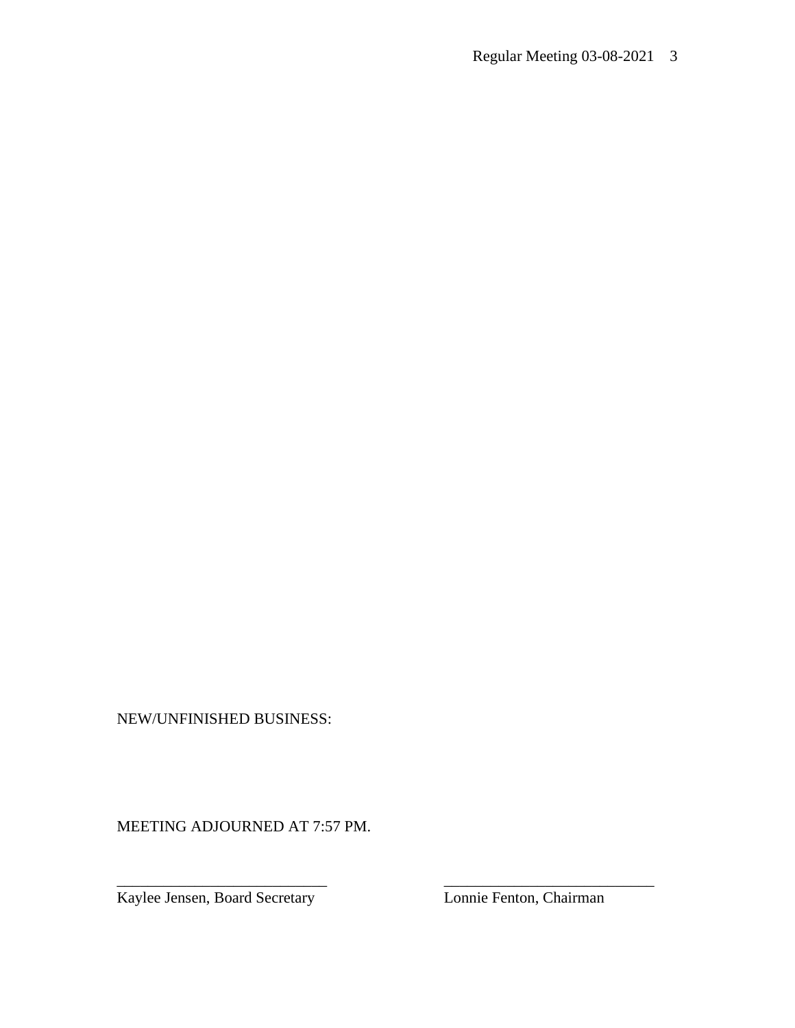NEW/UNFINISHED BUSINESS:

MEETING ADJOURNED AT 7:57 PM.

\_\_\_\_\_\_\_\_\_\_\_\_\_\_\_\_\_\_\_\_\_\_\_\_\_\_\_\_ \_\_\_\_\_\_\_\_\_\_\_\_\_\_\_\_\_\_\_\_\_\_\_\_\_\_\_\_

Kaylee Jensen, Board Secretary Lonnie Fenton, Chairman